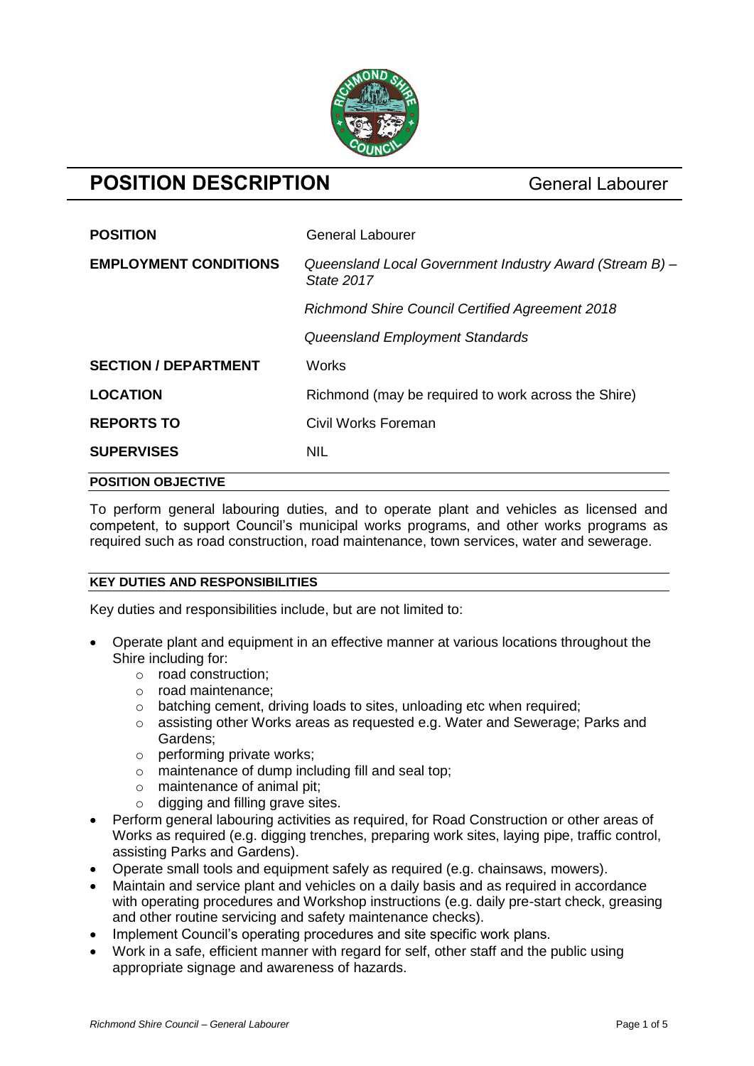# POSITION DESCRIPTION

General Labourer

| | |
|---|---|
| **POSITION** | General Labourer |
| **EMPLOYMENT CONDITIONS** | *Queensland Local Government Industry Award (Stream B) – State 2017* |
| | *Richmond Shire Council Certified Agreement 2018* |
| | *Queensland Employment Standards* |
| **SECTION / DEPARTMENT** | Works |
| **LOCATION** | Richmond (may be required to work across the Shire) |
| **REPORTS TO** | Civil Works Foreman |
| **SUPERVISES** | NIL |

## POSITION OBJECTIVE

To perform general labouring duties, and to operate plant and vehicles as licensed and competent, to support Council's municipal works programs, and other works programs as required such as road construction, road maintenance, town services, water and sewerage.

## KEY DUTIES AND RESPONSIBILITIES

Key duties and responsibilities include, but are not limited to:

- Operate plant and equipment in an effective manner at various locations throughout the Shire including for:
  - road construction;
  - road maintenance;
  - batching cement, driving loads to sites, unloading etc when required;
  - assisting other Works areas as requested e.g. Water and Sewerage; Parks and Gardens;
  - performing private works;
  - maintenance of dump including fill and seal top;
  - maintenance of animal pit;
  - digging and filling grave sites.
- Perform general labouring activities as required, for Road Construction or other areas of Works as required (e.g. digging trenches, preparing work sites, laying pipe, traffic control, assisting Parks and Gardens).
- Operate small tools and equipment safely as required (e.g. chainsaws, mowers).
- Maintain and service plant and vehicles on a daily basis and as required in accordance with operating procedures and Workshop instructions (e.g. daily pre-start check, greasing and other routine servicing and safety maintenance checks).
- Implement Council's operating procedures and site specific work plans.
- Work in a safe, efficient manner with regard for self, other staff and the public using appropriate signage and awareness of hazards.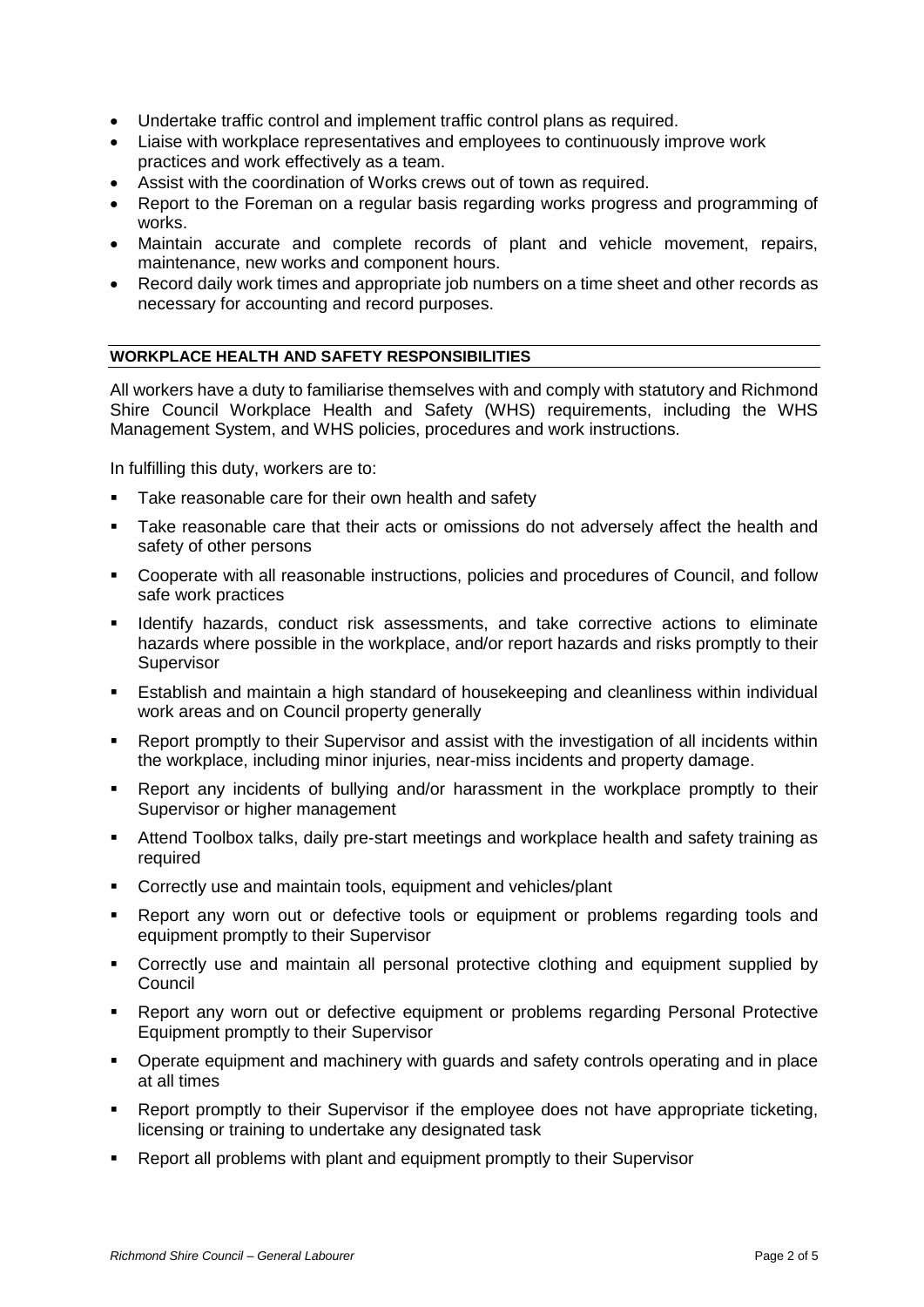- Undertake traffic control and implement traffic control plans as required.
- Liaise with workplace representatives and employees to continuously improve work practices and work effectively as a team.
- Assist with the coordination of Works crews out of town as required.
- Report to the Foreman on a regular basis regarding works progress and programming of works.
- Maintain accurate and complete records of plant and vehicle movement, repairs, maintenance, new works and component hours.
- Record daily work times and appropriate job numbers on a time sheet and other records as necessary for accounting and record purposes.

## WORKPLACE HEALTH AND SAFETY RESPONSIBILITIES

All workers have a duty to familiarise themselves with and comply with statutory and Richmond Shire Council Workplace Health and Safety (WHS) requirements, including the WHS Management System, and WHS policies, procedures and work instructions.

In fulfilling this duty, workers are to:

- Take reasonable care for their own health and safety
- Take reasonable care that their acts or omissions do not adversely affect the health and safety of other persons
- Cooperate with all reasonable instructions, policies and procedures of Council, and follow safe work practices
- Identify hazards, conduct risk assessments, and take corrective actions to eliminate hazards where possible in the workplace, and/or report hazards and risks promptly to their Supervisor
- Establish and maintain a high standard of housekeeping and cleanliness within individual work areas and on Council property generally
- Report promptly to their Supervisor and assist with the investigation of all incidents within the workplace, including minor injuries, near-miss incidents and property damage.
- Report any incidents of bullying and/or harassment in the workplace promptly to their Supervisor or higher management
- Attend Toolbox talks, daily pre-start meetings and workplace health and safety training as required
- Correctly use and maintain tools, equipment and vehicles/plant
- Report any worn out or defective tools or equipment or problems regarding tools and equipment promptly to their Supervisor
- Correctly use and maintain all personal protective clothing and equipment supplied by Council
- Report any worn out or defective equipment or problems regarding Personal Protective Equipment promptly to their Supervisor
- Operate equipment and machinery with guards and safety controls operating and in place at all times
- Report promptly to their Supervisor if the employee does not have appropriate ticketing, licensing or training to undertake any designated task
- Report all problems with plant and equipment promptly to their Supervisor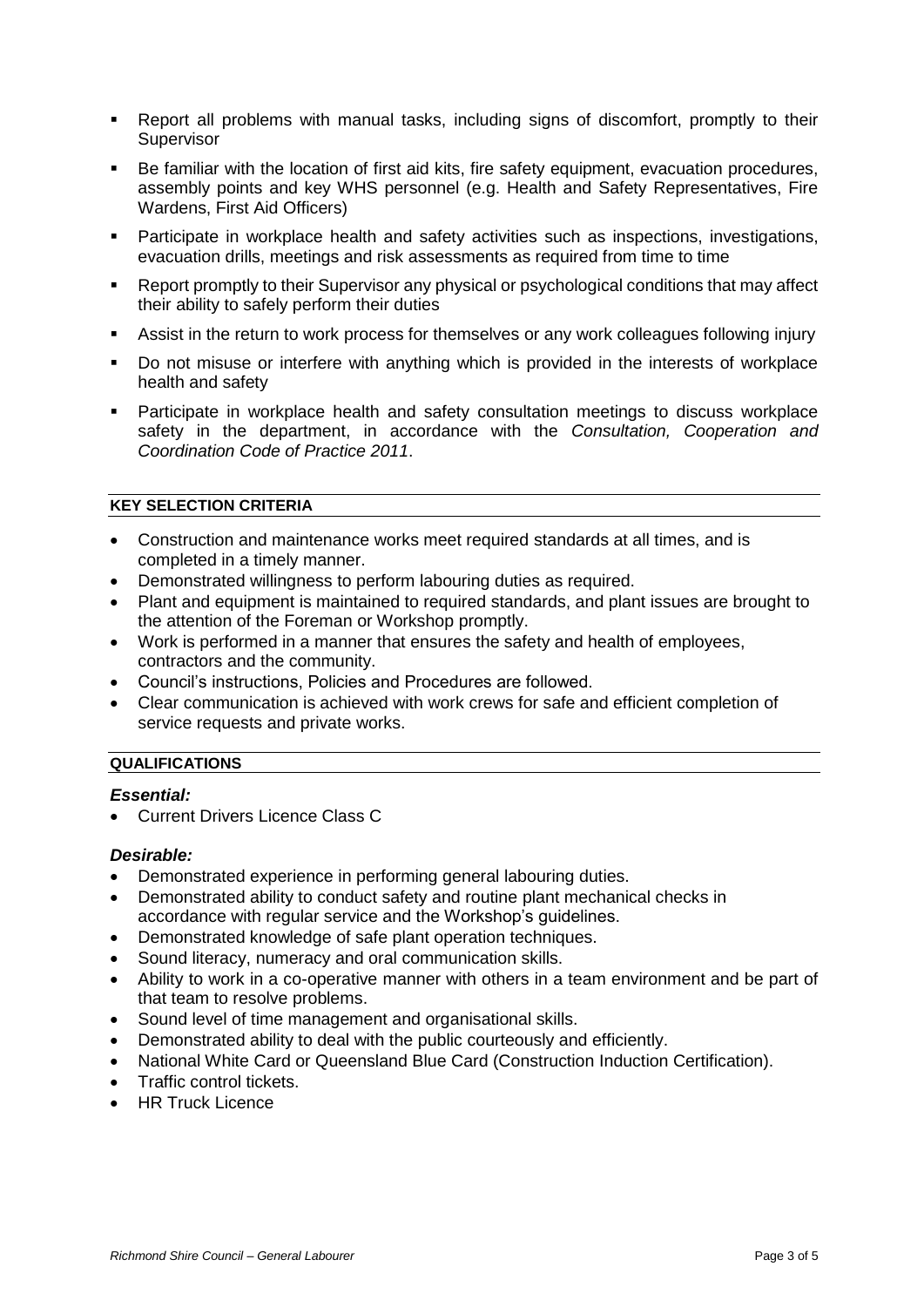- Report all problems with manual tasks, including signs of discomfort, promptly to their Supervisor
- Be familiar with the location of first aid kits, fire safety equipment, evacuation procedures, assembly points and key WHS personnel (e.g. Health and Safety Representatives, Fire Wardens, First Aid Officers)
- Participate in workplace health and safety activities such as inspections, investigations, evacuation drills, meetings and risk assessments as required from time to time
- Report promptly to their Supervisor any physical or psychological conditions that may affect their ability to safely perform their duties
- Assist in the return to work process for themselves or any work colleagues following injury
- Do not misuse or interfere with anything which is provided in the interests of workplace health and safety
- Participate in workplace health and safety consultation meetings to discuss workplace safety in the department, in accordance with the *Consultation, Cooperation and Coordination Code of Practice 2011*.

## KEY SELECTION CRITERIA

- Construction and maintenance works meet required standards at all times, and is completed in a timely manner.
- Demonstrated willingness to perform labouring duties as required.
- Plant and equipment is maintained to required standards, and plant issues are brought to the attention of the Foreman or Workshop promptly.
- Work is performed in a manner that ensures the safety and health of employees, contractors and the community.
- Council's instructions, Policies and Procedures are followed.
- Clear communication is achieved with work crews for safe and efficient completion of service requests and private works.

## QUALIFICATIONS

### *Essential:*

- Current Drivers Licence Class C

### *Desirable:*

- Demonstrated experience in performing general labouring duties.
- Demonstrated ability to conduct safety and routine plant mechanical checks in accordance with regular service and the Workshop's guidelines.
- Demonstrated knowledge of safe plant operation techniques.
- Sound literacy, numeracy and oral communication skills.
- Ability to work in a co-operative manner with others in a team environment and be part of that team to resolve problems.
- Sound level of time management and organisational skills.
- Demonstrated ability to deal with the public courteously and efficiently.
- National White Card or Queensland Blue Card (Construction Induction Certification).
- Traffic control tickets.
- HR Truck Licence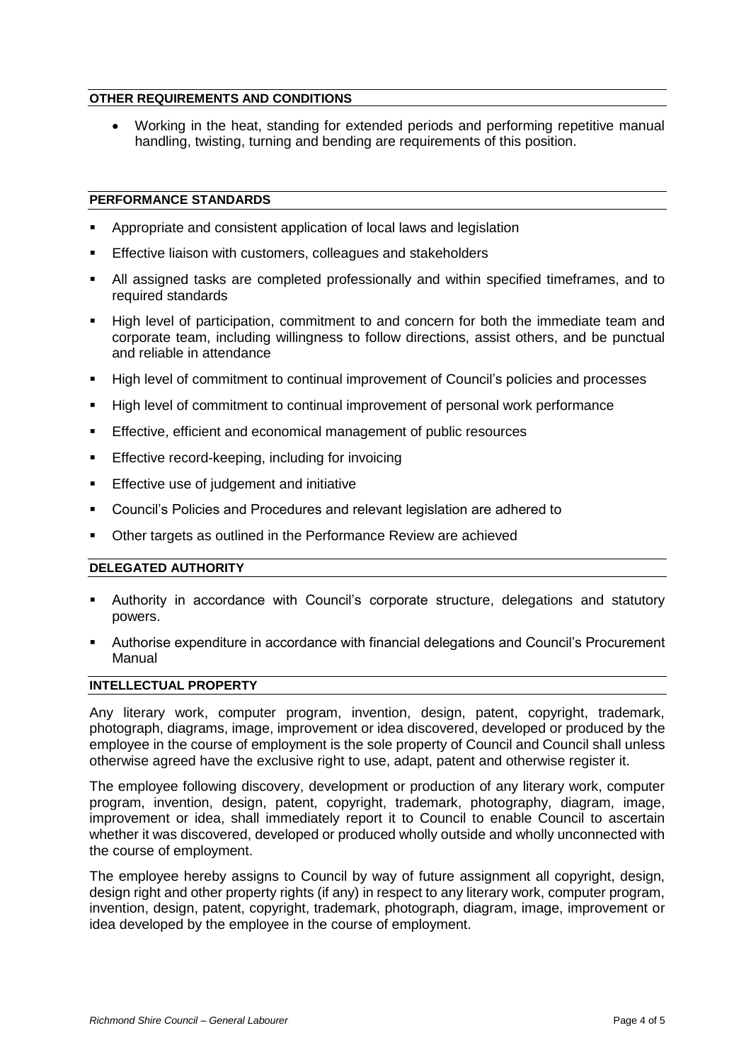## OTHER REQUIREMENTS AND CONDITIONS

- Working in the heat, standing for extended periods and performing repetitive manual handling, twisting, turning and bending are requirements of this position.

## PERFORMANCE STANDARDS

- Appropriate and consistent application of local laws and legislation
- Effective liaison with customers, colleagues and stakeholders
- All assigned tasks are completed professionally and within specified timeframes, and to required standards
- High level of participation, commitment to and concern for both the immediate team and corporate team, including willingness to follow directions, assist others, and be punctual and reliable in attendance
- High level of commitment to continual improvement of Council's policies and processes
- High level of commitment to continual improvement of personal work performance
- Effective, efficient and economical management of public resources
- Effective record-keeping, including for invoicing
- Effective use of judgement and initiative
- Council's Policies and Procedures and relevant legislation are adhered to
- Other targets as outlined in the Performance Review are achieved

## DELEGATED AUTHORITY

- Authority in accordance with Council's corporate structure, delegations and statutory powers.
- Authorise expenditure in accordance with financial delegations and Council's Procurement Manual

## INTELLECTUAL PROPERTY

Any literary work, computer program, invention, design, patent, copyright, trademark, photograph, diagrams, image, improvement or idea discovered, developed or produced by the employee in the course of employment is the sole property of Council and Council shall unless otherwise agreed have the exclusive right to use, adapt, patent and otherwise register it.

The employee following discovery, development or production of any literary work, computer program, invention, design, patent, copyright, trademark, photography, diagram, image, improvement or idea, shall immediately report it to Council to enable Council to ascertain whether it was discovered, developed or produced wholly outside and wholly unconnected with the course of employment.

The employee hereby assigns to Council by way of future assignment all copyright, design, design right and other property rights (if any) in respect to any literary work, computer program, invention, design, patent, copyright, trademark, photograph, diagram, image, improvement or idea developed by the employee in the course of employment.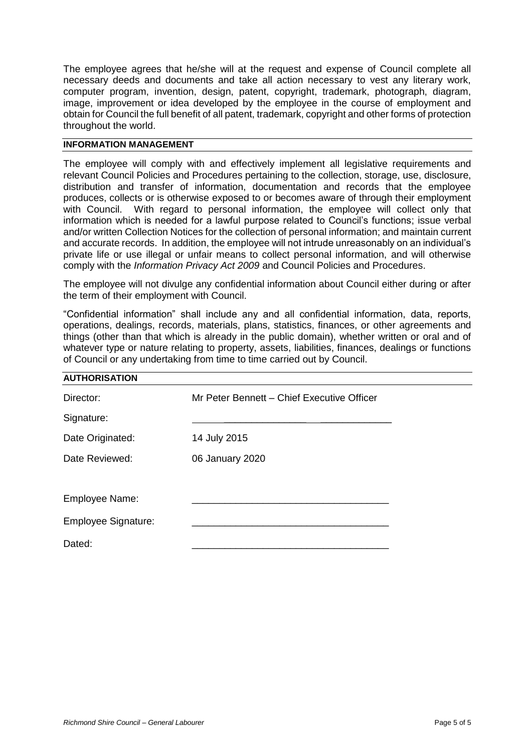The employee agrees that he/she will at the request and expense of Council complete all necessary deeds and documents and take all action necessary to vest any literary work, computer program, invention, design, patent, copyright, trademark, photograph, diagram, image, improvement or idea developed by the employee in the course of employment and obtain for Council the full benefit of all patent, trademark, copyright and other forms of protection throughout the world.

## INFORMATION MANAGEMENT

The employee will comply with and effectively implement all legislative requirements and relevant Council Policies and Procedures pertaining to the collection, storage, use, disclosure, distribution and transfer of information, documentation and records that the employee produces, collects or is otherwise exposed to or becomes aware of through their employment with Council. With regard to personal information, the employee will collect only that information which is needed for a lawful purpose related to Council's functions; issue verbal and/or written Collection Notices for the collection of personal information; and maintain current and accurate records. In addition, the employee will not intrude unreasonably on an individual's private life or use illegal or unfair means to collect personal information, and will otherwise comply with the *Information Privacy Act 2009* and Council Policies and Procedures.

The employee will not divulge any confidential information about Council either during or after the term of their employment with Council.

"Confidential information" shall include any and all confidential information, data, reports, operations, dealings, records, materials, plans, statistics, finances, or other agreements and things (other than that which is already in the public domain), whether written or oral and of whatever type or nature relating to property, assets, liabilities, finances, dealings or functions of Council or any undertaking from time to time carried out by Council.

## AUTHORISATION

| | |
|---|---|
| Director: | Mr Peter Bennett – Chief Executive Officer |
| Signature: | ______________________________ |
| Date Originated: | 14 July 2015 |
| Date Reviewed: | 06 January 2020 |
| | |
| Employee Name: | ______________________________ |
| Employee Signature: | ______________________________ |
| Dated: | ______________________________ |